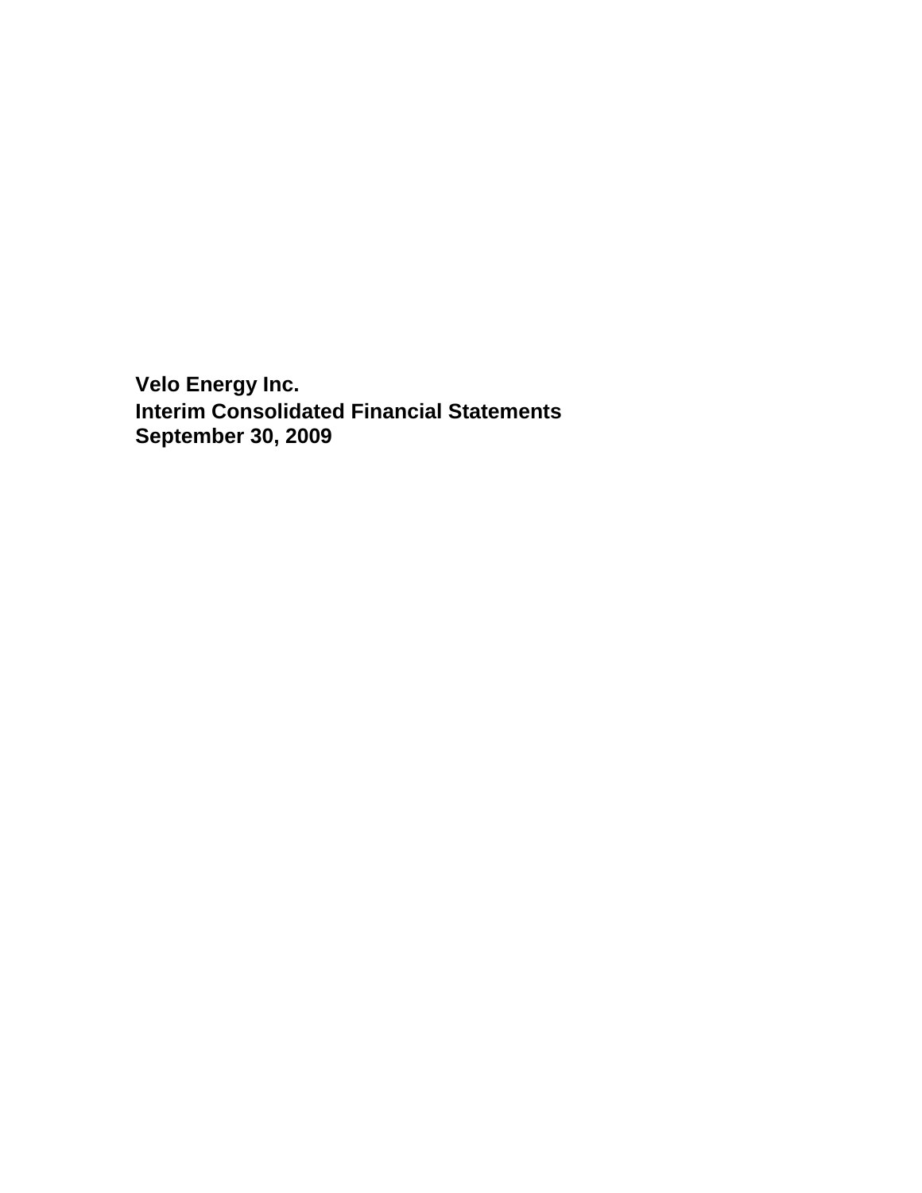# Velo Energy Inc.
# Interim Consolidated Financial Statements
# September 30, 2009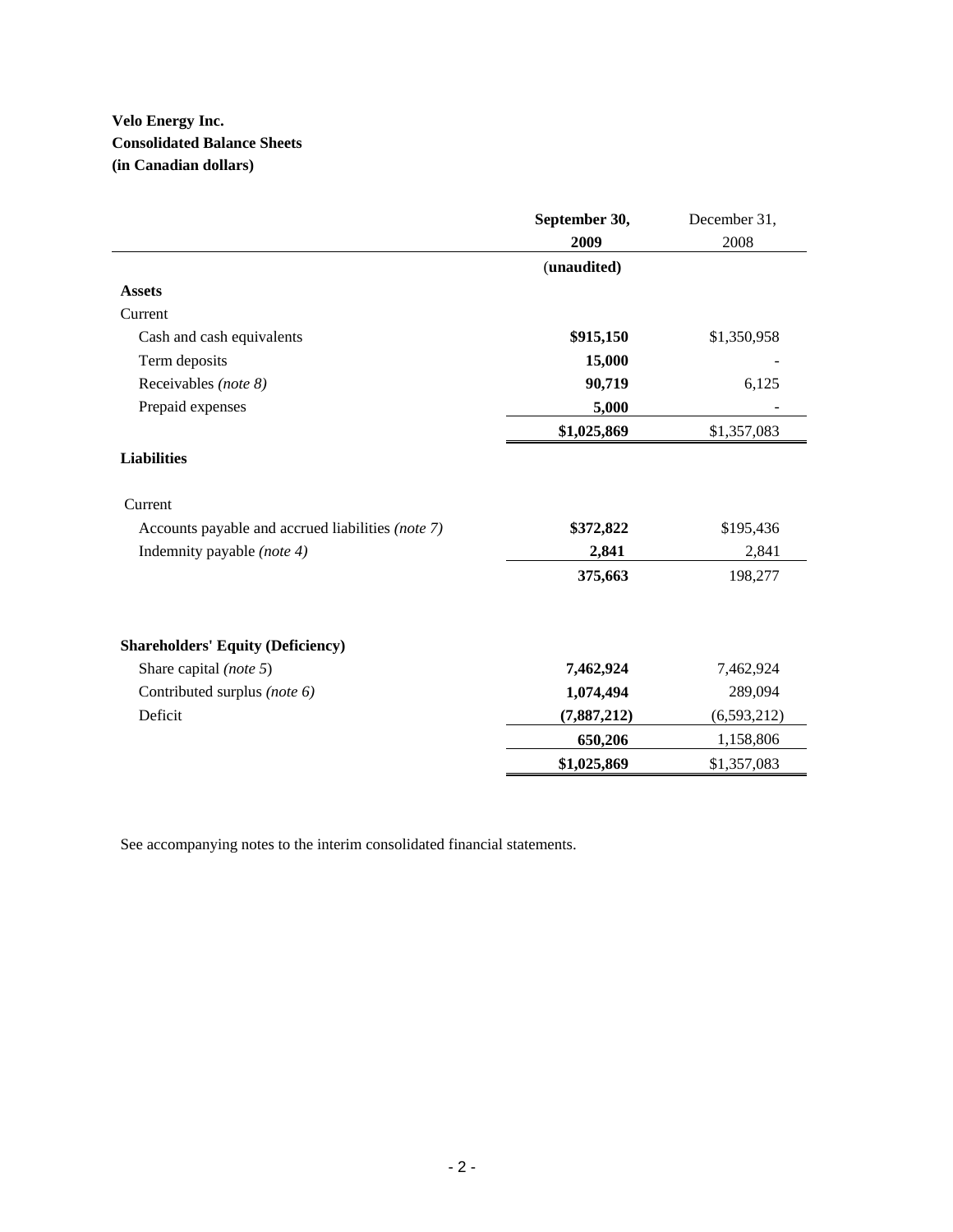**Velo Energy Inc.**
**Consolidated Balance Sheets**
**(in Canadian dollars)**

| | September 30, 2009 | December 31, 2008 |
|---|---|---|
| | (unaudited) | |
| **Assets** | | |
| Current | | |
| Cash and cash equivalents | **$915,150** | $1,350,958 |
| Term deposits | **15,000** | - |
| Receivables *(note 8)* | **90,719** | 6,125 |
| Prepaid expenses | **5,000** | - |
| | **$1,025,869** | $1,357,083 |
| **Liabilities** | | |
| Current | | |
| Accounts payable and accrued liabilities *(note 7)* | **$372,822** | $195,436 |
| Indemnity payable *(note 4)* | **2,841** | 2,841 |
| | **375,663** | 198,277 |
| **Shareholders' Equity (Deficiency)** | | |
| Share capital *(note 5)* | **7,462,924** | 7,462,924 |
| Contributed surplus *(note 6)* | **1,074,494** | 289,094 |
| Deficit | **(7,887,212)** | (6,593,212) |
| | **650,206** | 1,158,806 |
| | **$1,025,869** | $1,357,083 |

See accompanying notes to the interim consolidated financial statements.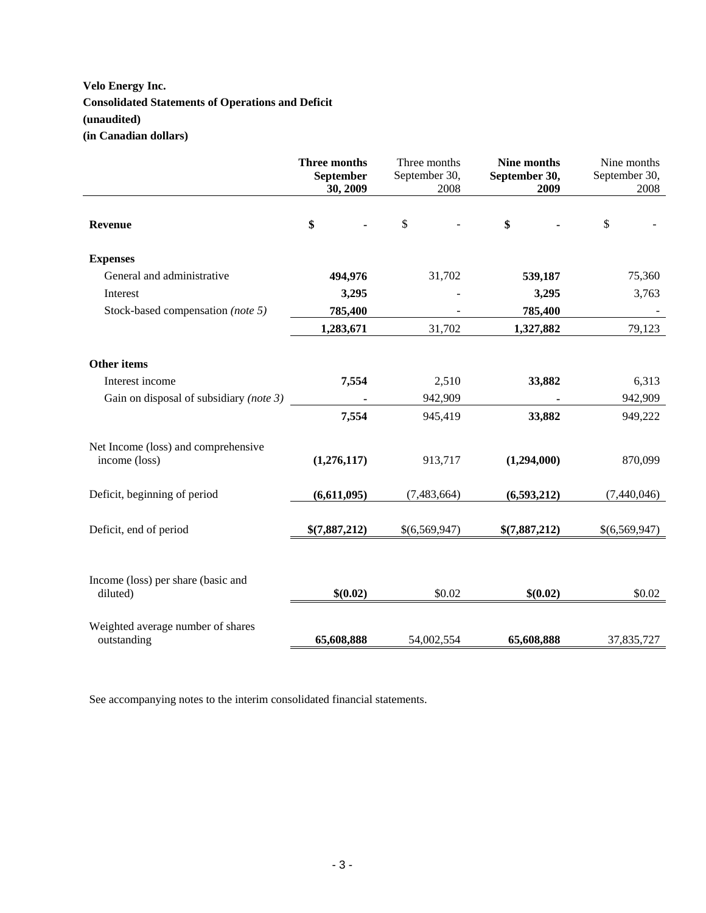**Velo Energy Inc.**

**Consolidated Statements of Operations and Deficit**

**(unaudited)**

**(in Canadian dollars)**

| | **Three months September 30, 2009** | Three months September 30, 2008 | **Nine months September 30, 2009** | Nine months September 30, 2008 |
|---|---|---|---|---|
| **Revenue** | **$ -** | $ - | **$ -** | $ - |
| **Expenses** | | | | |
| General and administrative | **494,976** | 31,702 | **539,187** | 75,360 |
| Interest | **3,295** | - | **3,295** | 3,763 |
| Stock-based compensation *(note 5)* | **785,400** | - | **785,400** | - |
| | **1,283,671** | 31,702 | **1,327,882** | 79,123 |
| **Other items** | | | | |
| Interest income | **7,554** | 2,510 | **33,882** | 6,313 |
| Gain on disposal of subsidiary *(note 3)* | **-** | 942,909 | **-** | 942,909 |
| | **7,554** | 945,419 | **33,882** | 949,222 |
| Net Income (loss) and comprehensive income (loss) | **(1,276,117)** | 913,717 | **(1,294,000)** | 870,099 |
| Deficit, beginning of period | **(6,611,095)** | (7,483,664) | **(6,593,212)** | (7,440,046) |
| Deficit, end of period | **$(7,887,212)** | $(6,569,947) | **$(7,887,212)** | $(6,569,947) |
| Income (loss) per share (basic and diluted) | **$(0.02)** | $0.02 | **$(0.02)** | $0.02 |
| Weighted average number of shares outstanding | **65,608,888** | 54,002,554 | **65,608,888** | 37,835,727 |

See accompanying notes to the interim consolidated financial statements.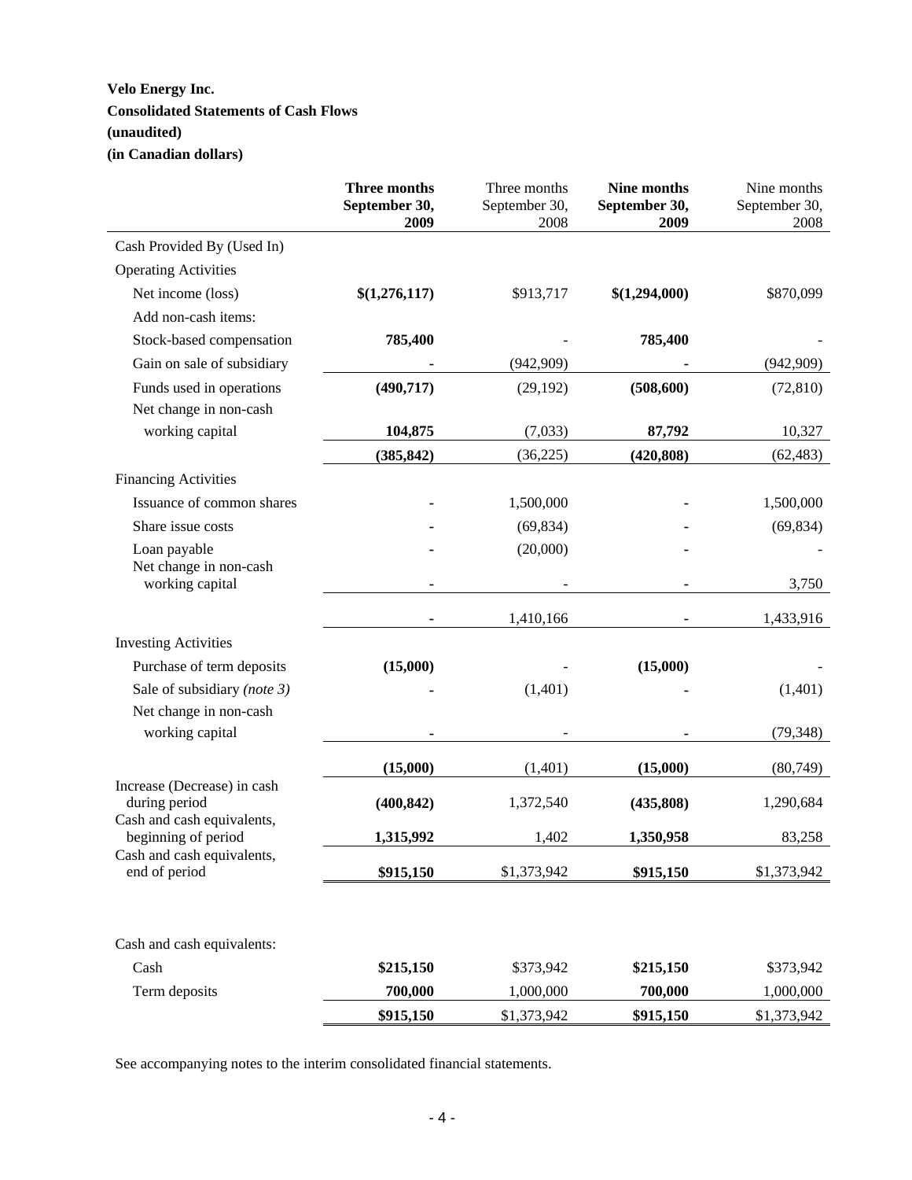**Velo Energy Inc.**
**Consolidated Statements of Cash Flows**
**(unaudited)**
**(in Canadian dollars)**

| | **Three months September 30, 2009** | Three months September 30, 2008 | **Nine months September 30, 2009** | Nine months September 30, 2008 |
|---|---|---|---|---|
| Cash Provided By (Used In) | | | | |
| Operating Activities | | | | |
| Net income (loss) | **$(1,276,117)** | $913,717 | **$(1,294,000)** | $870,099 |
| Add non-cash items: | | | | |
| Stock-based compensation | **785,400** | - | **785,400** | - |
| Gain on sale of subsidiary | **-** | (942,909) | **-** | (942,909) |
| Funds used in operations | **(490,717)** | (29,192) | **(508,600)** | (72,810) |
| Net change in non-cash working capital | **104,875** | (7,033) | **87,792** | 10,327 |
| | **(385,842)** | (36,225) | **(420,808)** | (62,483) |
| Financing Activities | | | | |
| Issuance of common shares | **-** | 1,500,000 | **-** | 1,500,000 |
| Share issue costs | **-** | (69,834) | **-** | (69,834) |
| Loan payable | **-** | (20,000) | **-** | - |
| Net change in non-cash working capital | **-** | - | **-** | 3,750 |
| | **-** | 1,410,166 | **-** | 1,433,916 |
| Investing Activities | | | | |
| Purchase of term deposits | **(15,000)** | - | **(15,000)** | - |
| Sale of subsidiary *(note 3)* | **-** | (1,401) | **-** | (1,401) |
| Net change in non-cash working capital | **-** | - | **-** | (79,348) |
| | **(15,000)** | (1,401) | **(15,000)** | (80,749) |
| Increase (Decrease) in cash during period | **(400,842)** | 1,372,540 | **(435,808)** | 1,290,684 |
| Cash and cash equivalents, beginning of period | **1,315,992** | 1,402 | **1,350,958** | 83,258 |
| Cash and cash equivalents, end of period | **$915,150** | $1,373,942 | **$915,150** | $1,373,942 |
| | | | | |
| Cash and cash equivalents: | | | | |
| Cash | **$215,150** | $373,942 | **$215,150** | $373,942 |
| Term deposits | **700,000** | 1,000,000 | **700,000** | 1,000,000 |
| | **$915,150** | $1,373,942 | **$915,150** | $1,373,942 |

See accompanying notes to the interim consolidated financial statements.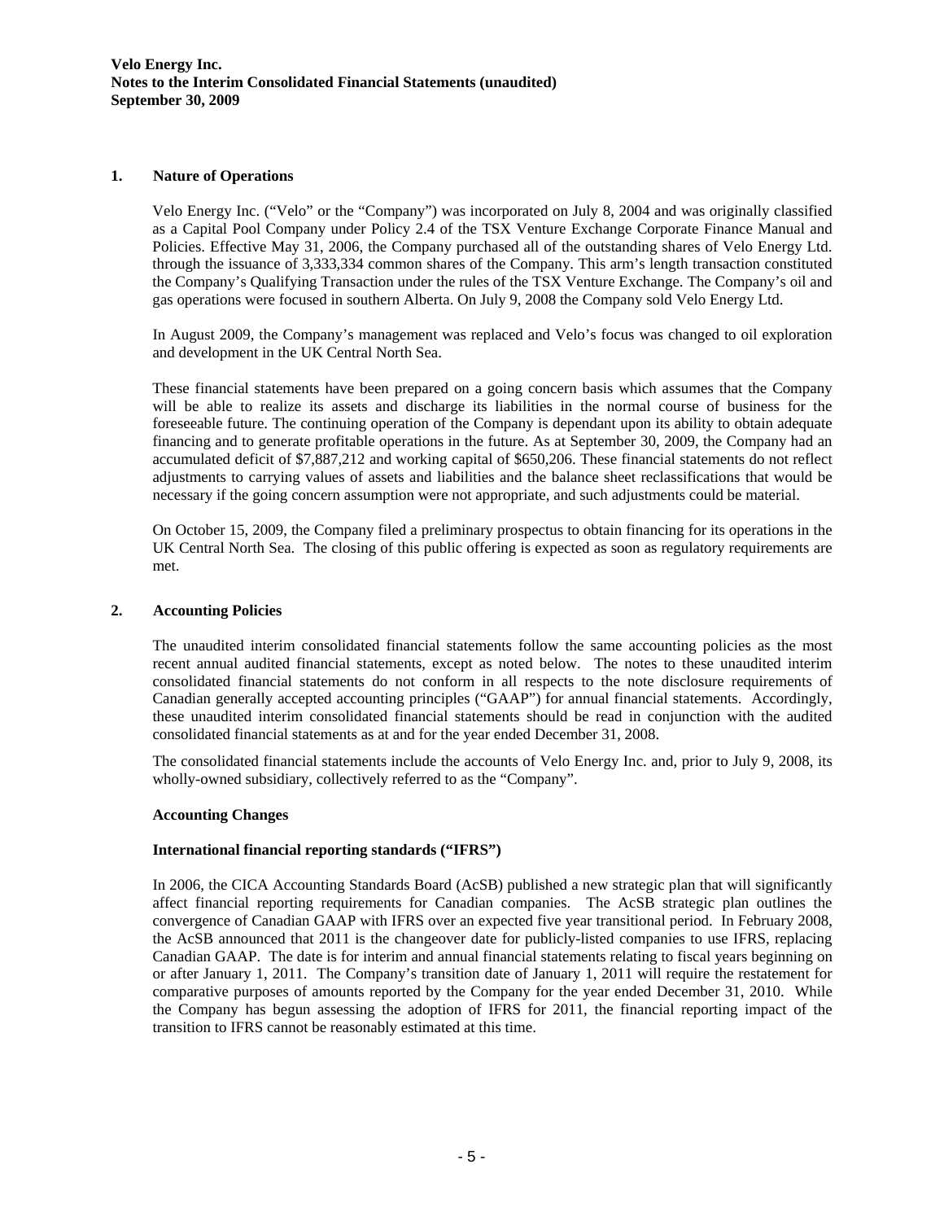**Velo Energy Inc.**
**Notes to the Interim Consolidated Financial Statements (unaudited)**
**September 30, 2009**

## 1. Nature of Operations

Velo Energy Inc. ("Velo" or the "Company") was incorporated on July 8, 2004 and was originally classified as a Capital Pool Company under Policy 2.4 of the TSX Venture Exchange Corporate Finance Manual and Policies. Effective May 31, 2006, the Company purchased all of the outstanding shares of Velo Energy Ltd. through the issuance of 3,333,334 common shares of the Company. This arm's length transaction constituted the Company's Qualifying Transaction under the rules of the TSX Venture Exchange. The Company's oil and gas operations were focused in southern Alberta. On July 9, 2008 the Company sold Velo Energy Ltd.

In August 2009, the Company's management was replaced and Velo's focus was changed to oil exploration and development in the UK Central North Sea.

These financial statements have been prepared on a going concern basis which assumes that the Company will be able to realize its assets and discharge its liabilities in the normal course of business for the foreseeable future. The continuing operation of the Company is dependant upon its ability to obtain adequate financing and to generate profitable operations in the future. As at September 30, 2009, the Company had an accumulated deficit of $7,887,212 and working capital of $650,206. These financial statements do not reflect adjustments to carrying values of assets and liabilities and the balance sheet reclassifications that would be necessary if the going concern assumption were not appropriate, and such adjustments could be material.

On October 15, 2009, the Company filed a preliminary prospectus to obtain financing for its operations in the UK Central North Sea. The closing of this public offering is expected as soon as regulatory requirements are met.

## 2. Accounting Policies

The unaudited interim consolidated financial statements follow the same accounting policies as the most recent annual audited financial statements, except as noted below. The notes to these unaudited interim consolidated financial statements do not conform in all respects to the note disclosure requirements of Canadian generally accepted accounting principles ("GAAP") for annual financial statements. Accordingly, these unaudited interim consolidated financial statements should be read in conjunction with the audited consolidated financial statements as at and for the year ended December 31, 2008.

The consolidated financial statements include the accounts of Velo Energy Inc. and, prior to July 9, 2008, its wholly-owned subsidiary, collectively referred to as the "Company".

**Accounting Changes**

**International financial reporting standards ("IFRS")**

In 2006, the CICA Accounting Standards Board (AcSB) published a new strategic plan that will significantly affect financial reporting requirements for Canadian companies. The AcSB strategic plan outlines the convergence of Canadian GAAP with IFRS over an expected five year transitional period. In February 2008, the AcSB announced that 2011 is the changeover date for publicly-listed companies to use IFRS, replacing Canadian GAAP. The date is for interim and annual financial statements relating to fiscal years beginning on or after January 1, 2011. The Company's transition date of January 1, 2011 will require the restatement for comparative purposes of amounts reported by the Company for the year ended December 31, 2010. While the Company has begun assessing the adoption of IFRS for 2011, the financial reporting impact of the transition to IFRS cannot be reasonably estimated at this time.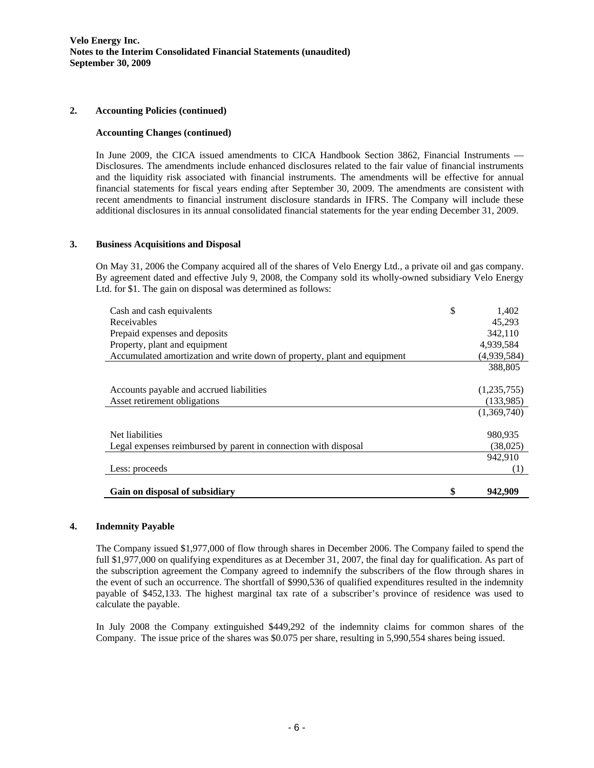## 2. Accounting Policies (continued)

### Accounting Changes (continued)

In June 2009, the CICA issued amendments to CICA Handbook Section 3862, Financial Instruments — Disclosures. The amendments include enhanced disclosures related to the fair value of financial instruments and the liquidity risk associated with financial instruments. The amendments will be effective for annual financial statements for fiscal years ending after September 30, 2009. The amendments are consistent with recent amendments to financial instrument disclosure standards in IFRS. The Company will include these additional disclosures in its annual consolidated financial statements for the year ending December 31, 2009.

## 3. Business Acquisitions and Disposal

On May 31, 2006 the Company acquired all of the shares of Velo Energy Ltd., a private oil and gas company. By agreement dated and effective July 9, 2008, the Company sold its wholly-owned subsidiary Velo Energy Ltd. for $1. The gain on disposal was determined as follows:

| | | |
|---|---|---|
| Cash and cash equivalents | $ | 1,402 |
| Receivables | | 45,293 |
| Prepaid expenses and deposits | | 342,110 |
| Property, plant and equipment | | 4,939,584 |
| Accumulated amortization and write down of property, plant and equipment | | (4,939,584) |
| | | 388,805 |
| Accounts payable and accrued liabilities | | (1,235,755) |
| Asset retirement obligations | | (133,985) |
| | | (1,369,740) |
| Net liabilities | | 980,935 |
| Legal expenses reimbursed by parent in connection with disposal | | (38,025) |
| | | 942,910 |
| Less: proceeds | | (1) |
| **Gain on disposal of subsidiary** | **$** | **942,909** |

## 4. Indemnity Payable

The Company issued $1,977,000 of flow through shares in December 2006. The Company failed to spend the full $1,977,000 on qualifying expenditures as at December 31, 2007, the final day for qualification. As part of the subscription agreement the Company agreed to indemnify the subscribers of the flow through shares in the event of such an occurrence. The shortfall of $990,536 of qualified expenditures resulted in the indemnity payable of $452,133. The highest marginal tax rate of a subscriber's province of residence was used to calculate the payable.

In July 2008 the Company extinguished $449,292 of the indemnity claims for common shares of the Company. The issue price of the shares was $0.075 per share, resulting in 5,990,554 shares being issued.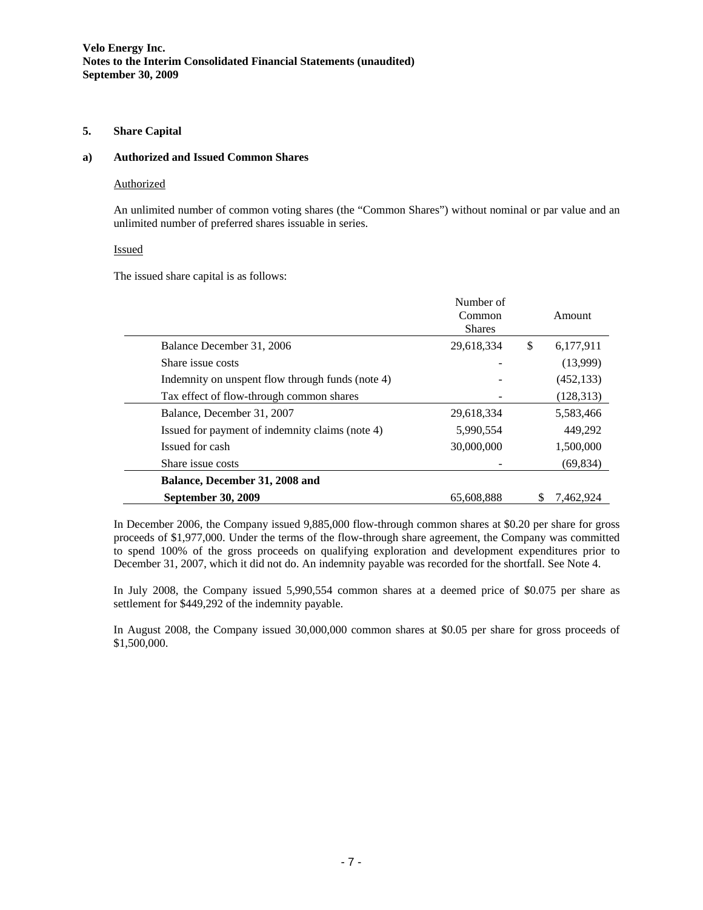### 5. Share Capital

#### a) Authorized and Issued Common Shares

Authorized

An unlimited number of common voting shares (the "Common Shares") without nominal or par value and an unlimited number of preferred shares issuable in series.

Issued

The issued share capital is as follows:

| | Number of Common Shares | Amount |
|---|---|---|
| Balance December 31, 2006 | 29,618,334 | $ 6,177,911 |
| Share issue costs | - | (13,999) |
| Indemnity on unspent flow through funds (note 4) | - | (452,133) |
| Tax effect of flow-through common shares | - | (128,313) |
| Balance, December 31, 2007 | 29,618,334 | 5,583,466 |
| Issued for payment of indemnity claims (note 4) | 5,990,554 | 449,292 |
| Issued for cash | 30,000,000 | 1,500,000 |
| Share issue costs | - | (69,834) |
| **Balance, December 31, 2008 and September 30, 2009** | 65,608,888 | $ 7,462,924 |

In December 2006, the Company issued 9,885,000 flow-through common shares at $0.20 per share for gross proceeds of $1,977,000. Under the terms of the flow-through share agreement, the Company was committed to spend 100% of the gross proceeds on qualifying exploration and development expenditures prior to December 31, 2007, which it did not do. An indemnity payable was recorded for the shortfall. See Note 4.

In July 2008, the Company issued 5,990,554 common shares at a deemed price of $0.075 per share as settlement for $449,292 of the indemnity payable.

In August 2008, the Company issued 30,000,000 common shares at $0.05 per share for gross proceeds of $1,500,000.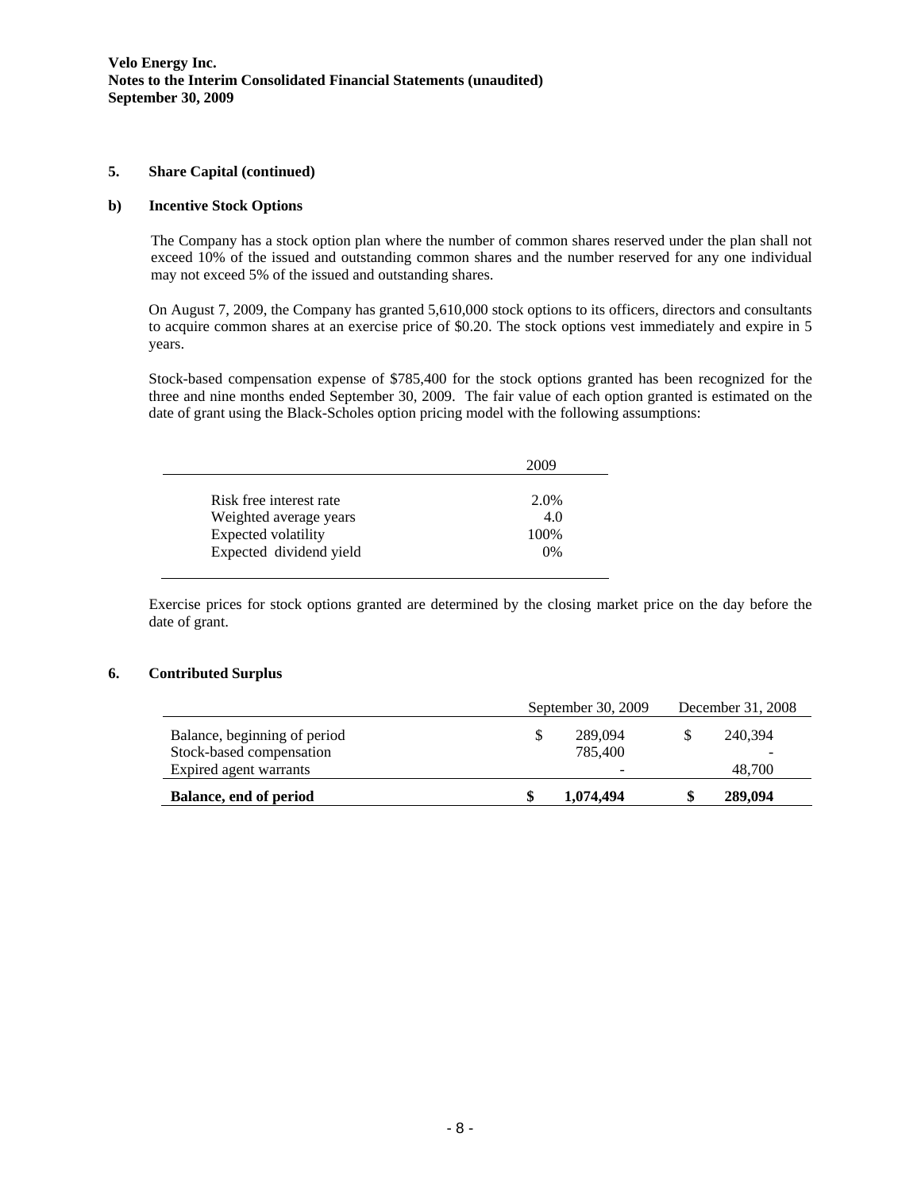## 5. Share Capital (continued)

### b) Incentive Stock Options

The Company has a stock option plan where the number of common shares reserved under the plan shall not exceed 10% of the issued and outstanding common shares and the number reserved for any one individual may not exceed 5% of the issued and outstanding shares.

On August 7, 2009, the Company has granted 5,610,000 stock options to its officers, directors and consultants to acquire common shares at an exercise price of \$0.20. The stock options vest immediately and expire in 5 years.

Stock-based compensation expense of \$785,400 for the stock options granted has been recognized for the three and nine months ended September 30, 2009. The fair value of each option granted is estimated on the date of grant using the Black-Scholes option pricing model with the following assumptions:

| | 2009 |
|---|---|
| Risk free interest rate | 2.0% |
| Weighted average years | 4.0 |
| Expected volatility | 100% |
| Expected dividend yield | 0% |

Exercise prices for stock options granted are determined by the closing market price on the day before the date of grant.

## 6. Contributed Surplus

| | September 30, 2009 | December 31, 2008 |
|---|---|---|
| Balance, beginning of period | \$ 289,094 | \$ 240,394 |
| Stock-based compensation | 785,400 | - |
| Expired agent warrants | - | 48,700 |
| **Balance, end of period** | **\$ 1,074,494** | **\$ 289,094** |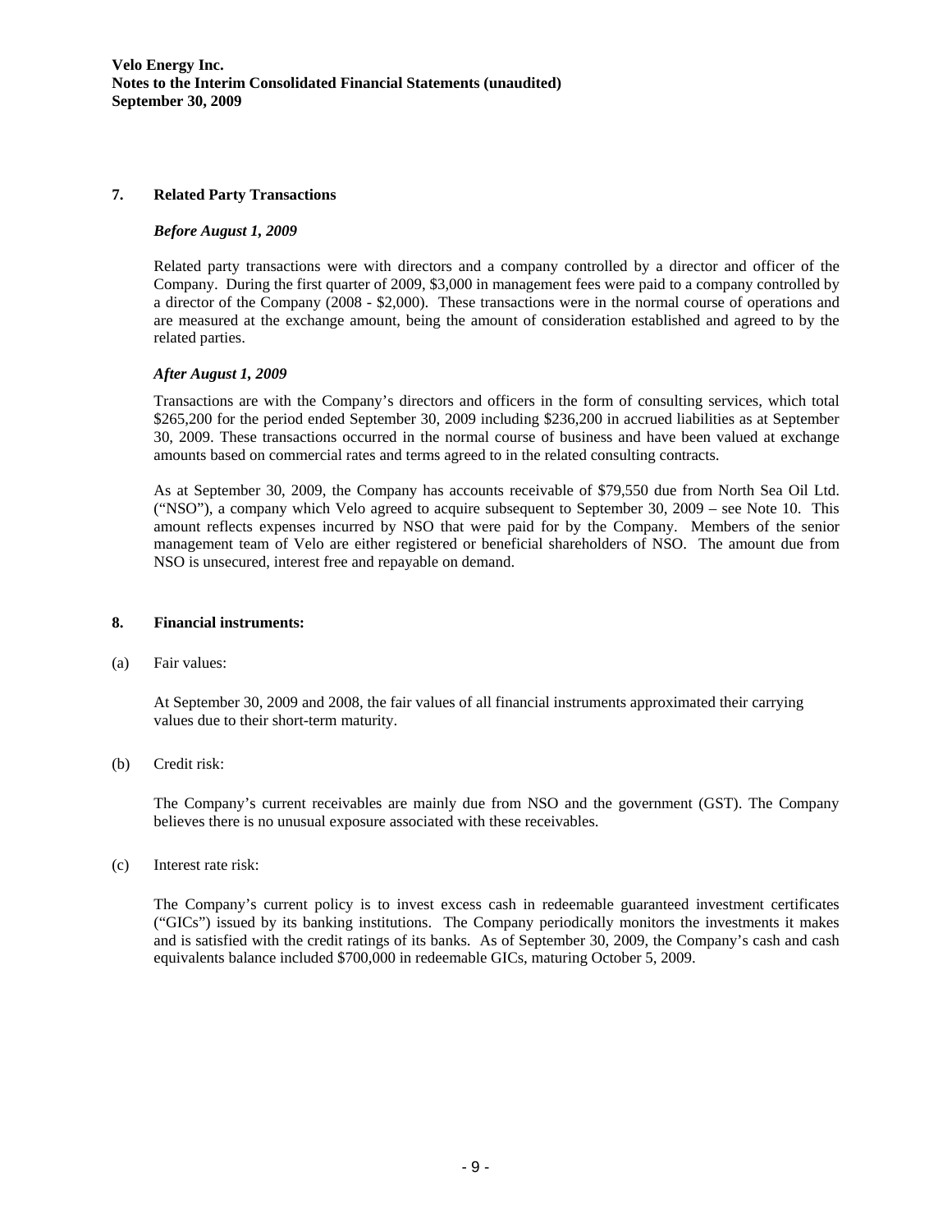## 7. Related Party Transactions

### *Before August 1, 2009*

Related party transactions were with directors and a company controlled by a director and officer of the Company. During the first quarter of 2009, $3,000 in management fees were paid to a company controlled by a director of the Company (2008 - $2,000). These transactions were in the normal course of operations and are measured at the exchange amount, being the amount of consideration established and agreed to by the related parties.

### *After August 1, 2009*

Transactions are with the Company's directors and officers in the form of consulting services, which total $265,200 for the period ended September 30, 2009 including $236,200 in accrued liabilities as at September 30, 2009. These transactions occurred in the normal course of business and have been valued at exchange amounts based on commercial rates and terms agreed to in the related consulting contracts.

As at September 30, 2009, the Company has accounts receivable of $79,550 due from North Sea Oil Ltd. ("NSO"), a company which Velo agreed to acquire subsequent to September 30, 2009 – see Note 10. This amount reflects expenses incurred by NSO that were paid for by the Company. Members of the senior management team of Velo are either registered or beneficial shareholders of NSO. The amount due from NSO is unsecured, interest free and repayable on demand.

## 8. Financial instruments:

(a) Fair values:

At September 30, 2009 and 2008, the fair values of all financial instruments approximated their carrying values due to their short-term maturity.

(b) Credit risk:

The Company's current receivables are mainly due from NSO and the government (GST). The Company believes there is no unusual exposure associated with these receivables.

(c) Interest rate risk:

The Company's current policy is to invest excess cash in redeemable guaranteed investment certificates ("GICs") issued by its banking institutions. The Company periodically monitors the investments it makes and is satisfied with the credit ratings of its banks. As of September 30, 2009, the Company's cash and cash equivalents balance included $700,000 in redeemable GICs, maturing October 5, 2009.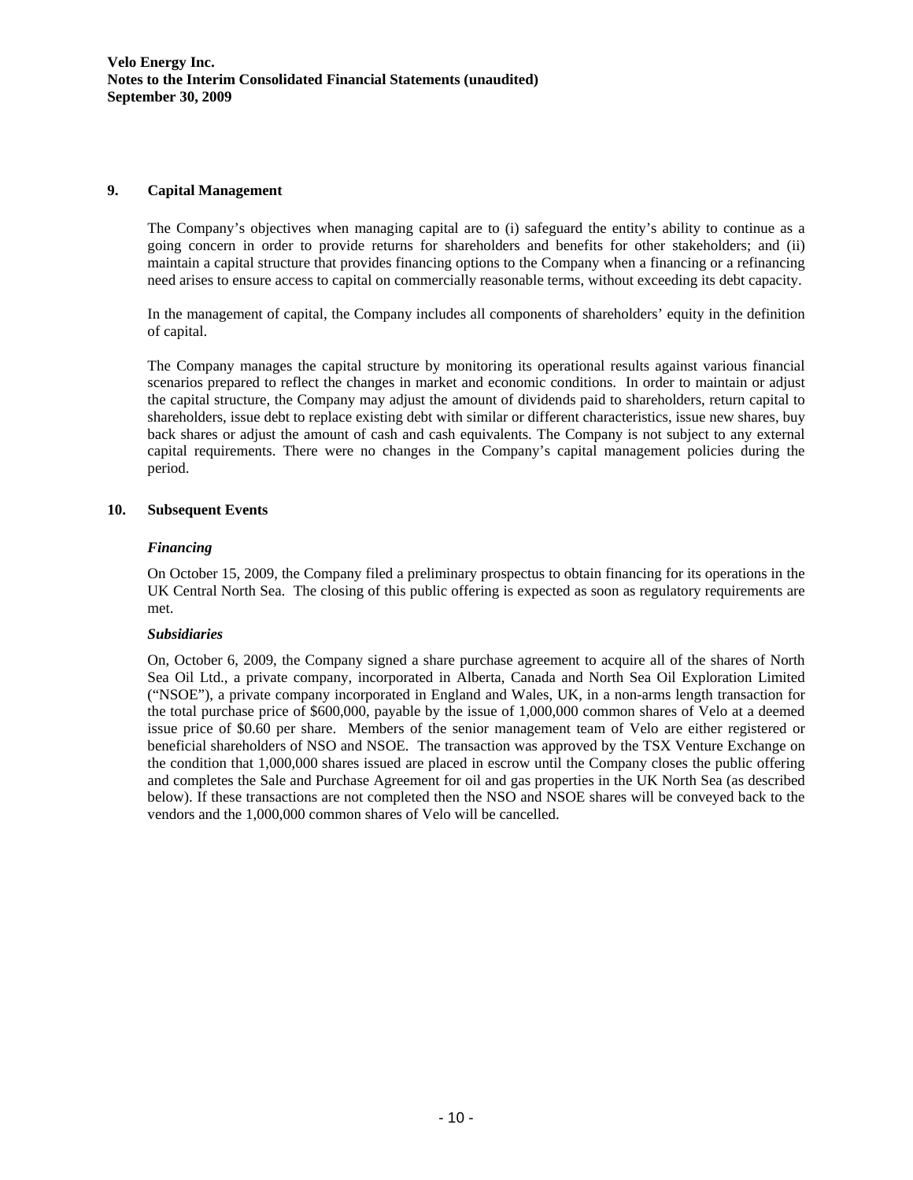## 9. Capital Management

The Company's objectives when managing capital are to (i) safeguard the entity's ability to continue as a going concern in order to provide returns for shareholders and benefits for other stakeholders; and (ii) maintain a capital structure that provides financing options to the Company when a financing or a refinancing need arises to ensure access to capital on commercially reasonable terms, without exceeding its debt capacity.

In the management of capital, the Company includes all components of shareholders' equity in the definition of capital.

The Company manages the capital structure by monitoring its operational results against various financial scenarios prepared to reflect the changes in market and economic conditions. In order to maintain or adjust the capital structure, the Company may adjust the amount of dividends paid to shareholders, return capital to shareholders, issue debt to replace existing debt with similar or different characteristics, issue new shares, buy back shares or adjust the amount of cash and cash equivalents. The Company is not subject to any external capital requirements. There were no changes in the Company's capital management policies during the period.

## 10. Subsequent Events

### *Financing*

On October 15, 2009, the Company filed a preliminary prospectus to obtain financing for its operations in the UK Central North Sea. The closing of this public offering is expected as soon as regulatory requirements are met.

### *Subsidiaries*

On, October 6, 2009, the Company signed a share purchase agreement to acquire all of the shares of North Sea Oil Ltd., a private company, incorporated in Alberta, Canada and North Sea Oil Exploration Limited ("NSOE"), a private company incorporated in England and Wales, UK, in a non-arms length transaction for the total purchase price of $600,000, payable by the issue of 1,000,000 common shares of Velo at a deemed issue price of $0.60 per share. Members of the senior management team of Velo are either registered or beneficial shareholders of NSO and NSOE. The transaction was approved by the TSX Venture Exchange on the condition that 1,000,000 shares issued are placed in escrow until the Company closes the public offering and completes the Sale and Purchase Agreement for oil and gas properties in the UK North Sea (as described below). If these transactions are not completed then the NSO and NSOE shares will be conveyed back to the vendors and the 1,000,000 common shares of Velo will be cancelled.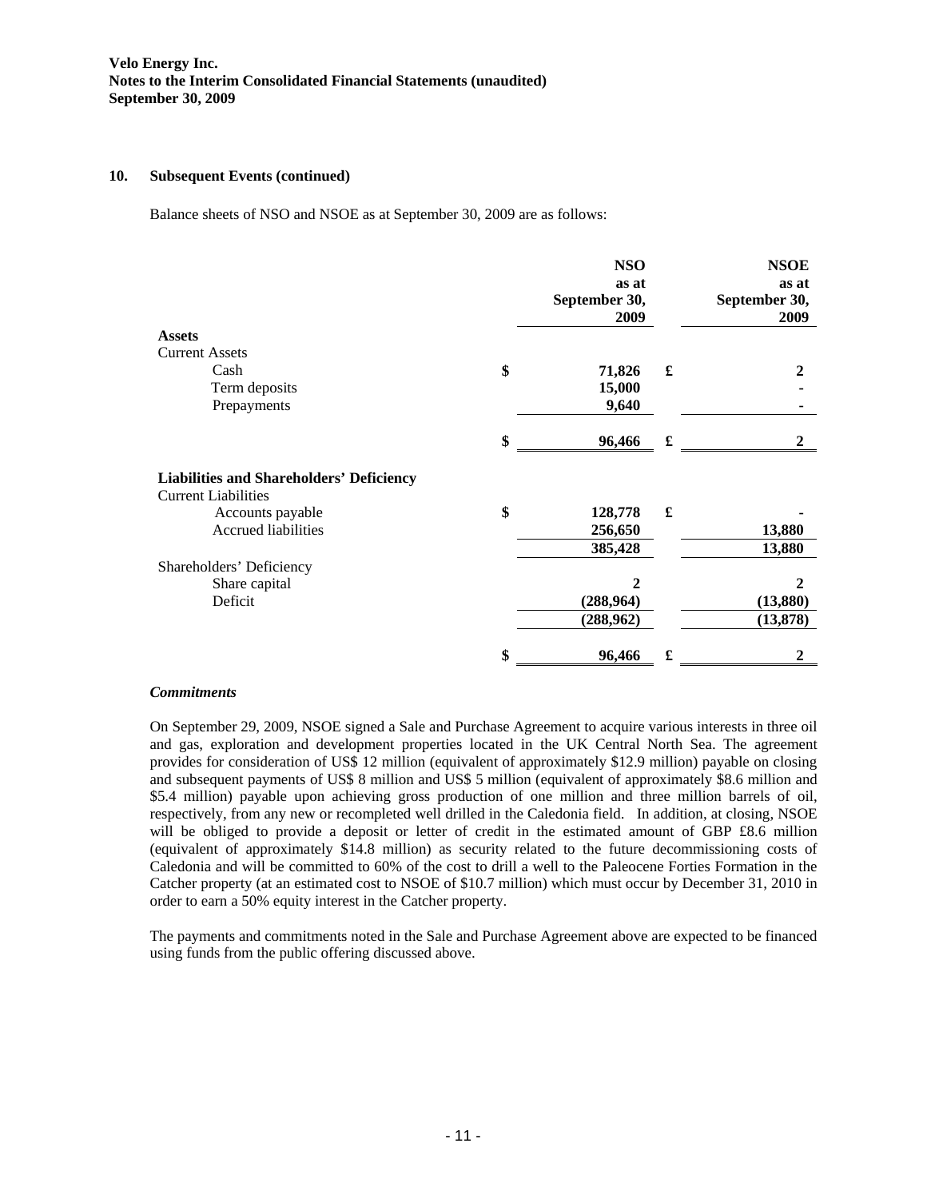## 10. Subsequent Events (continued)

Balance sheets of NSO and NSOE as at September 30, 2009 are as follows:

| | | NSO as at September 30, 2009 | | NSOE as at September 30, 2009 |
|---|---|---|---|---|
| **Assets** | | | | |
| Current Assets | | | | |
| Cash | $ | 71,826 | £ | 2 |
| Term deposits | | 15,000 | | - |
| Prepayments | | 9,640 | | - |
| | $ | 96,466 | £ | 2 |
| **Liabilities and Shareholders' Deficiency** | | | | |
| Current Liabilities | | | | |
| Accounts payable | $ | 128,778 | £ | - |
| Accrued liabilities | | 256,650 | | 13,880 |
| | | 385,428 | | 13,880 |
| Shareholders' Deficiency | | | | |
| Share capital | | 2 | | 2 |
| Deficit | | (288,964) | | (13,880) |
| | | (288,962) | | (13,878) |
| | $ | 96,466 | £ | 2 |

***Commitments***

On September 29, 2009, NSOE signed a Sale and Purchase Agreement to acquire various interests in three oil and gas, exploration and development properties located in the UK Central North Sea. The agreement provides for consideration of US$ 12 million (equivalent of approximately $12.9 million) payable on closing and subsequent payments of US$ 8 million and US$ 5 million (equivalent of approximately $8.6 million and $5.4 million) payable upon achieving gross production of one million and three million barrels of oil, respectively, from any new or recompleted well drilled in the Caledonia field. In addition, at closing, NSOE will be obliged to provide a deposit or letter of credit in the estimated amount of GBP £8.6 million (equivalent of approximately $14.8 million) as security related to the future decommissioning costs of Caledonia and will be committed to 60% of the cost to drill a well to the Paleocene Forties Formation in the Catcher property (at an estimated cost to NSOE of $10.7 million) which must occur by December 31, 2010 in order to earn a 50% equity interest in the Catcher property.

The payments and commitments noted in the Sale and Purchase Agreement above are expected to be financed using funds from the public offering discussed above.